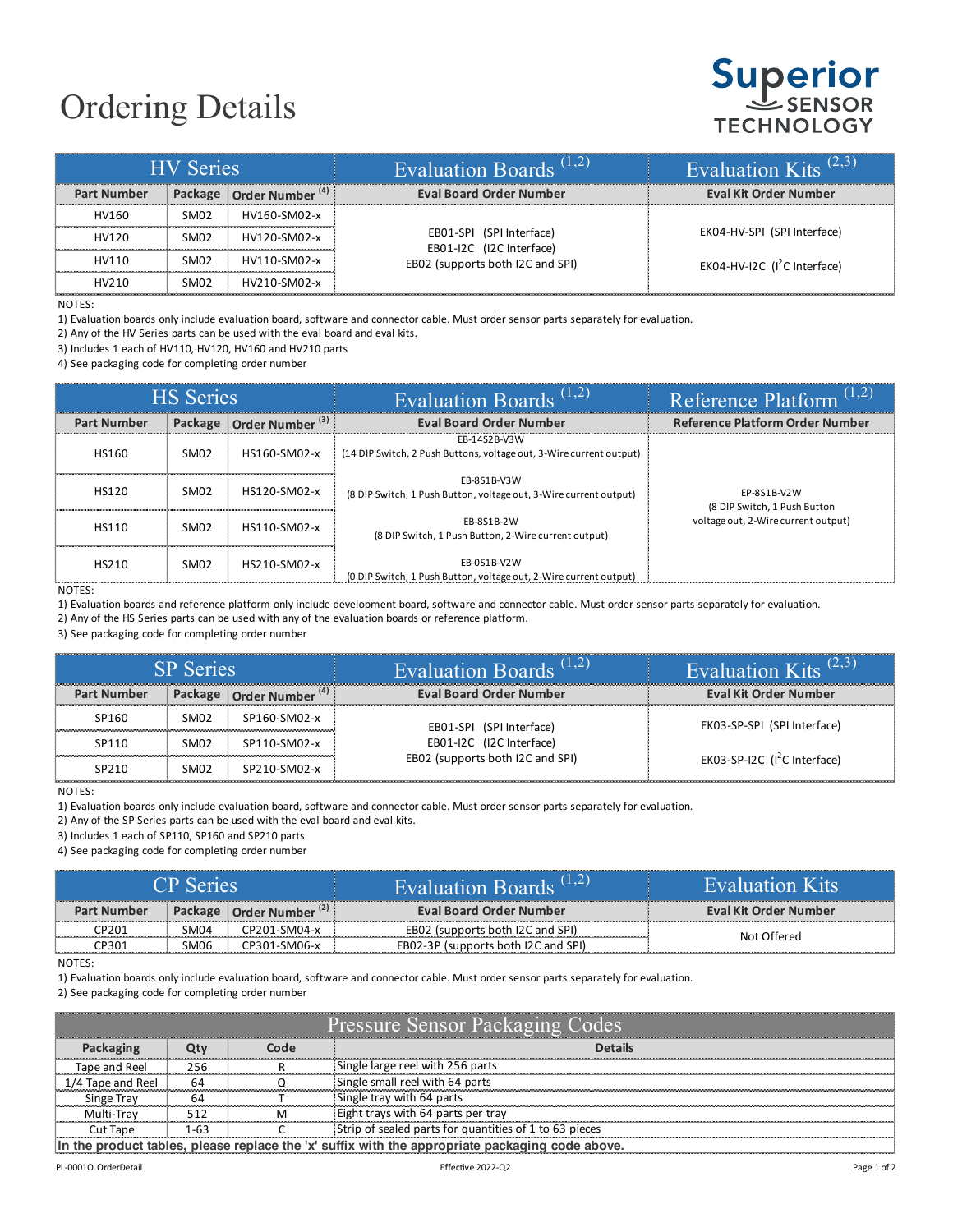# Ordering Details

| HV Series | | | Evaluation Boards [1,2] | Evaluation Kits [2,3] |
|---|---|---|---|---|
| **Part Number** | **Package** | **Order Number [4]** | **Eval Board Order Number** | **Eval Kit Order Number** |
| HV160 | SM02 | HV160-SM02-x | EB01-SPI (SPI Interface)<br>EB01-I2C (I2C Interface)<br>EB02 (supports both I2C and SPI) | EK04-HV-SPI (SPI Interface)<br>EK04-HV-I2C ($I^2C$ Interface) |
| HV120 | SM02 | HV120-SM02-x | | |
| HV110 | SM02 | HV110-SM02-x | | |
| HV210 | SM02 | HV210-SM02-x | | |

NOTES:

1) Evaluation boards only include evaluation board, software and connector cable. Must order sensor parts separately for evaluation.
2) Any of the HV Series parts can be used with the eval board and eval kits.
3) Includes 1 each of HV110, HV120, HV160 and HV210 parts
4) See packaging code for completing order number

| HS Series | | | Evaluation Boards [1,2] | Reference Platform [1,2] |
|---|---|---|---|---|
| **Part Number** | **Package** | **Order Number [3]** | **Eval Board Order Number** | **Reference Platform Order Number** |
| HS160 | SM02 | HS160-SM02-x | EB-14S2B-V3W<br>(14 DIP Switch, 2 Push Buttons, voltage out, 3-Wire current output) | EP-8S1B-V2W<br>(8 DIP Switch, 1 Push Button voltage out, 2-Wire current output) |
| HS120 | SM02 | HS120-SM02-x | EB-8S1B-V3W<br>(8 DIP Switch, 1 Push Button, voltage out, 3-Wire current output) | |
| HS110 | SM02 | HS110-SM02-x | EB-8S1B-2W<br>(8 DIP Switch, 1 Push Button, 2-Wire current output) | |
| HS210 | SM02 | HS210-SM02-x | EB-0S1B-V2W<br>(0 DIP Switch, 1 Push Button, voltage out, 2-Wire current output) | |

NOTES:

1) Evaluation boards and reference platform only include development board, software and connector cable. Must order sensor parts separately for evaluation.
2) Any of the HS Series parts can be used with any of the evaluation boards or reference platform.
3) See packaging code for completing order number

| SP Series | | | Evaluation Boards [1,2] | Evaluation Kits [2,3] |
|---|---|---|---|---|
| **Part Number** | **Package** | **Order Number [4]** | **Eval Board Order Number** | **Eval Kit Order Number** |
| SP160 | SM02 | SP160-SM02-x | EB01-SPI (SPI Interface)<br>EB01-I2C (I2C Interface)<br>EB02 (supports both I2C and SPI) | EK03-SP-SPI (SPI Interface)<br>EK03-SP-I2C ($I^2C$ Interface) |
| SP110 | SM02 | SP110-SM02-x | | |
| SP210 | SM02 | SP210-SM02-x | | |

NOTES:

1) Evaluation boards only include evaluation board, software and connector cable. Must order sensor parts separately for evaluation.
2) Any of the SP Series parts can be used with the eval board and eval kits.
3) Includes 1 each of SP110, SP160 and SP210 parts
4) See packaging code for completing order number

| CP Series | | | Evaluation Boards [1,2] | Evaluation Kits |
|---|---|---|---|---|
| **Part Number** | **Package** | **Order Number [2]** | **Eval Board Order Number** | **Eval Kit Order Number** |
| CP201 | SM04 | CP201-SM04-x | EB02 (supports both I2C and SPI) | Not Offered |
| CP301 | SM06 | CP301-SM06-x | EB02-3P (supports both I2C and SPI) | |

NOTES:

1) Evaluation boards only include evaluation board, software and connector cable. Must order sensor parts separately for evaluation.
2) See packaging code for completing order number

| Pressure Sensor Packaging Codes | | | |
|---|---|---|---|
| **Packaging** | **Qty** | **Code** | **Details** |
| Tape and Reel | 256 | R | Single large reel with 256 parts |
| 1/4 Tape and Reel | 64 | Q | Single small reel with 64 parts |
| Singe Tray | 64 | T | Single tray with 64 parts |
| Multi-Tray | 512 | M | Eight trays with 64 parts per tray |
| Cut Tape | 1-63 | C | Strip of sealed parts for quantities of 1 to 63 pieces |

**In the product tables, please replace the 'x' suffix with the appropriate packaging code above.**

PL-0001O.OrderDetail Effective 2022-Q2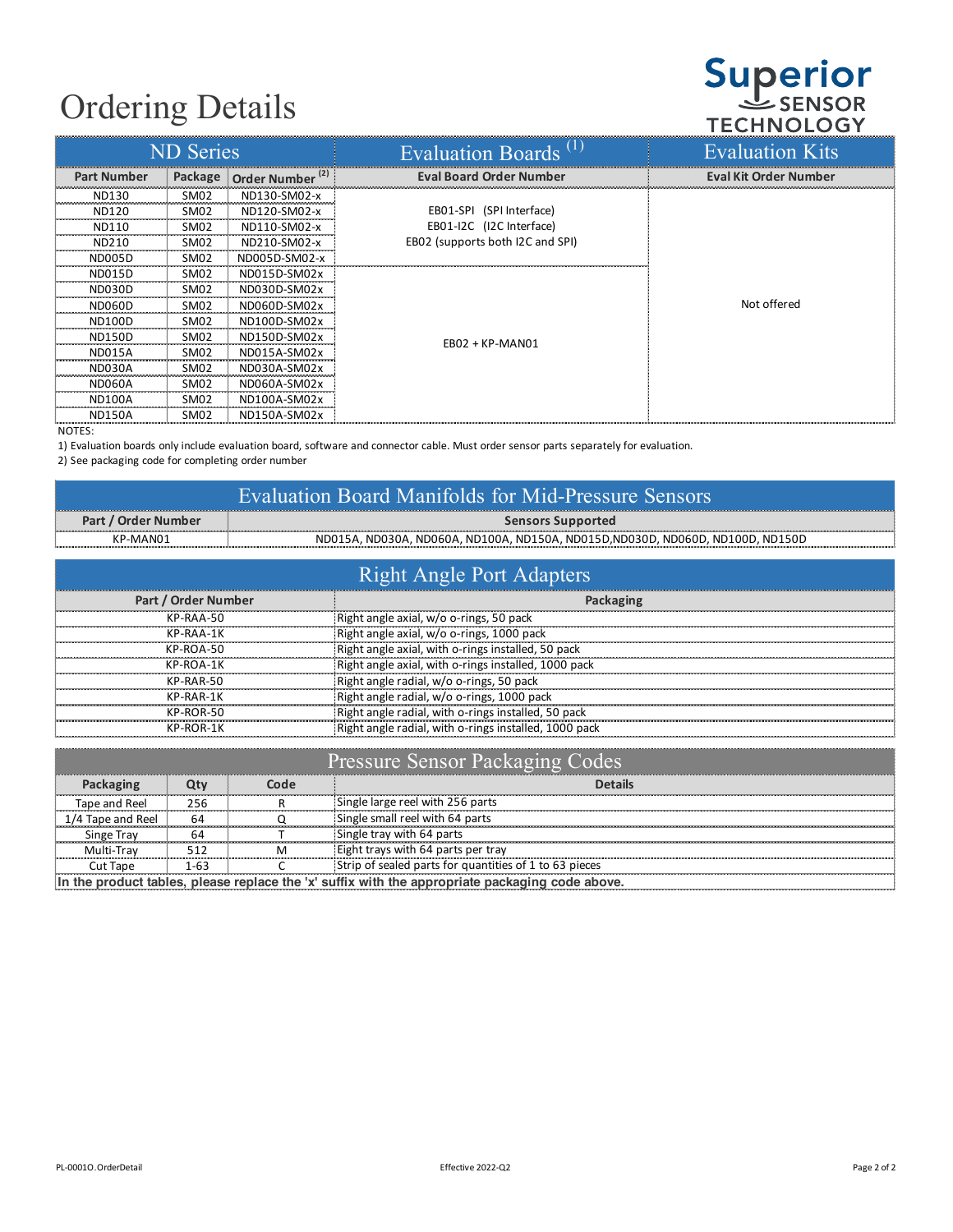# Ordering Details

Superior SENSOR TECHNOLOGY

| ND Series | | | Evaluation Boards (1) | Evaluation Kits |
|---|---|---|---|---|
| Part Number | Package | Order Number (2) | Eval Board Order Number | Eval Kit Order Number |
| ND130 | SM02 | ND130-SM02-x | EB01-SPI (SPI Interface) EB01-I2C (I2C Interface) EB02 (supports both I2C and SPI) | Not offered |
| ND120 | SM02 | ND120-SM02-x | | |
| ND110 | SM02 | ND110-SM02-x | | |
| ND210 | SM02 | ND210-SM02-x | | |
| ND005D | SM02 | ND005D-SM02-x | | |
| ND015D | SM02 | ND015D-SM02x | EB02 + KP-MAN01 | |
| ND030D | SM02 | ND030D-SM02x | | |
| ND060D | SM02 | ND060D-SM02x | | |
| ND100D | SM02 | ND100D-SM02x | | |
| ND150D | SM02 | ND150D-SM02x | | |
| ND015A | SM02 | ND015A-SM02x | | |
| ND030A | SM02 | ND030A-SM02x | | |
| ND060A | SM02 | ND060A-SM02x | | |
| ND100A | SM02 | ND100A-SM02x | | |
| ND150A | SM02 | ND150A-SM02x | | |

NOTES:

1) Evaluation boards only include evaluation board, software and connector cable. Must order sensor parts separately for evaluation.

2) See packaging code for completing order number

## Evaluation Board Manifolds for Mid-Pressure Sensors

| Part / Order Number | Sensors Supported |
|---|---|
| KP-MAN01 | ND015A, ND030A, ND060A, ND100A, ND150A, ND015D,ND030D, ND060D, ND100D, ND150D |

## Right Angle Port Adapters

| Part / Order Number | Packaging |
|---|---|
| KP-RAA-50 | Right angle axial, w/o o-rings, 50 pack |
| KP-RAA-1K | Right angle axial, w/o o-rings, 1000 pack |
| KP-ROA-50 | Right angle axial, with o-rings installed, 50 pack |
| KP-ROA-1K | Right angle axial, with o-rings installed, 1000 pack |
| KP-RAR-50 | Right angle radial, w/o o-rings, 50 pack |
| KP-RAR-1K | Right angle radial, w/o o-rings, 1000 pack |
| KP-ROR-50 | Right angle radial, with o-rings installed, 50 pack |
| KP-ROR-1K | Right angle radial, with o-rings installed, 1000 pack |

## Pressure Sensor Packaging Codes

| Packaging | Qty | Code | Details |
|---|---|---|---|
| Tape and Reel | 256 | R | Single large reel with 256 parts |
| 1/4 Tape and Reel | 64 | Q | Single small reel with 64 parts |
| Singe Tray | 64 | T | Single tray with 64 parts |
| Multi-Tray | 512 | M | Eight trays with 64 parts per tray |
| Cut Tape | 1-63 | C | Strip of sealed parts for quantities of 1 to 63 pieces |

**In the product tables, please replace the 'x' suffix with the appropriate packaging code above.**

PL-0001O.OrderDetail Effective 2022-Q2